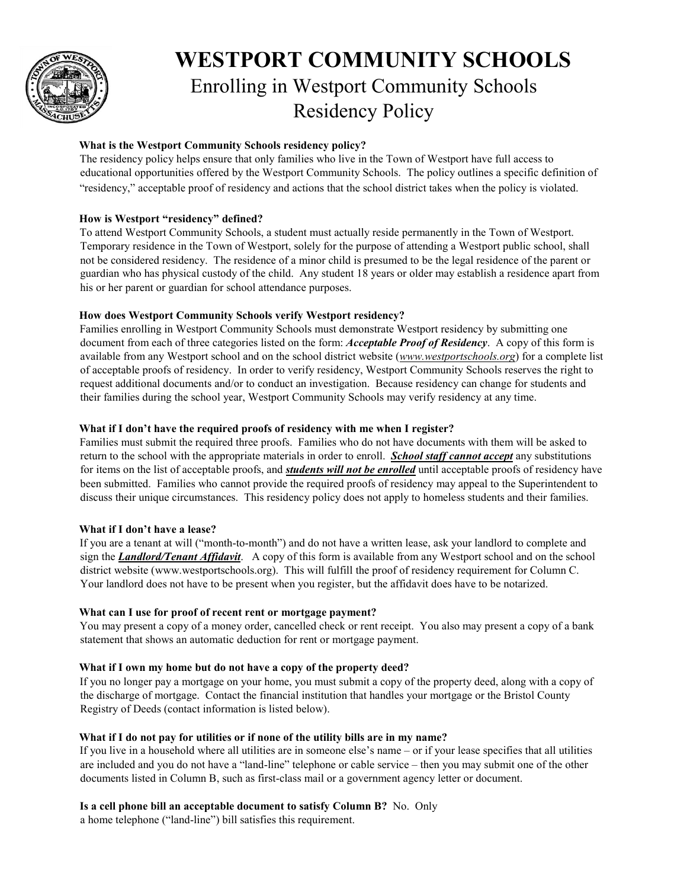# WESTPORT COMMUNITY SCHOOLS

## Enrolling in Westport Community Schools
## Residency Policy

**What is the Westport Community Schools residency policy?**
The residency policy helps ensure that only families who live in the Town of Westport have full access to educational opportunities offered by the Westport Community Schools. The policy outlines a specific definition of "residency," acceptable proof of residency and actions that the school district takes when the policy is violated.

**How is Westport "residency" defined?**
To attend Westport Community Schools, a student must actually reside permanently in the Town of Westport. Temporary residence in the Town of Westport, solely for the purpose of attending a Westport public school, shall not be considered residency. The residence of a minor child is presumed to be the legal residence of the parent or guardian who has physical custody of the child. Any student 18 years or older may establish a residence apart from his or her parent or guardian for school attendance purposes.

**How does Westport Community Schools verify Westport residency?**
Families enrolling in Westport Community Schools must demonstrate Westport residency by submitting one document from each of three categories listed on the form: ***Acceptable Proof of Residency***. A copy of this form is available from any Westport school and on the school district website (*www.westportschools.org*) for a complete list of acceptable proofs of residency. In order to verify residency, Westport Community Schools reserves the right to request additional documents and/or to conduct an investigation. Because residency can change for students and their families during the school year, Westport Community Schools may verify residency at any time.

**What if I don't have the required proofs of residency with me when I register?**
Families must submit the required three proofs. Families who do not have documents with them will be asked to return to the school with the appropriate materials in order to enroll. ***School staff cannot accept*** any substitutions for items on the list of acceptable proofs, and ***students will not be enrolled*** until acceptable proofs of residency have been submitted. Families who cannot provide the required proofs of residency may appeal to the Superintendent to discuss their unique circumstances. This residency policy does not apply to homeless students and their families.

**What if I don't have a lease?**
If you are a tenant at will ("month-to-month") and do not have a written lease, ask your landlord to complete and sign the ***Landlord/Tenant Affidavit***. A copy of this form is available from any Westport school and on the school district website (www.westportschools.org). This will fulfill the proof of residency requirement for Column C. Your landlord does not have to be present when you register, but the affidavit does have to be notarized.

**What can I use for proof of recent rent or mortgage payment?**
You may present a copy of a money order, cancelled check or rent receipt. You also may present a copy of a bank statement that shows an automatic deduction for rent or mortgage payment.

**What if I own my home but do not have a copy of the property deed?**
If you no longer pay a mortgage on your home, you must submit a copy of the property deed, along with a copy of the discharge of mortgage. Contact the financial institution that handles your mortgage or the Bristol County Registry of Deeds (contact information is listed below).

**What if I do not pay for utilities or if none of the utility bills are in my name?**
If you live in a household where all utilities are in someone else's name – or if your lease specifies that all utilities are included and you do not have a "land-line" telephone or cable service – then you may submit one of the other documents listed in Column B, such as first-class mail or a government agency letter or document.

**Is a cell phone bill an acceptable document to satisfy Column B?** No. Only a home telephone ("land-line") bill satisfies this requirement.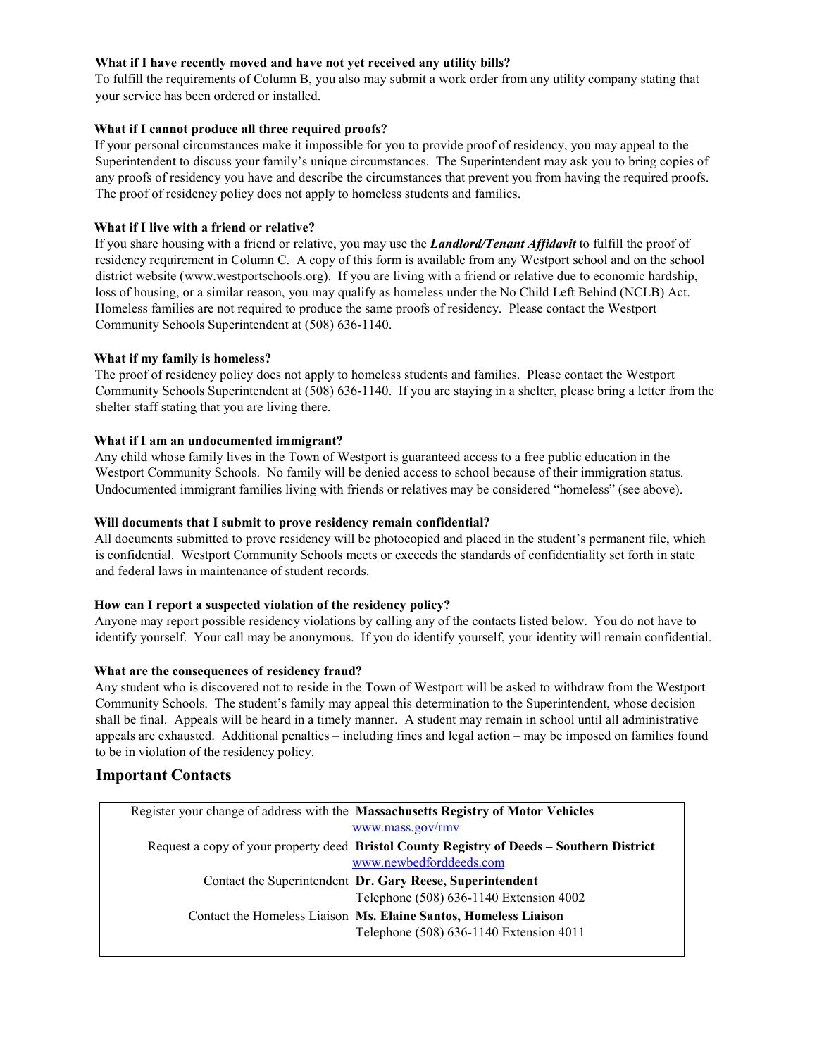**What if I have recently moved and have not yet received any utility bills?**
To fulfill the requirements of Column B, you also may submit a work order from any utility company stating that your service has been ordered or installed.

**What if I cannot produce all three required proofs?**
If your personal circumstances make it impossible for you to provide proof of residency, you may appeal to the Superintendent to discuss your family's unique circumstances. The Superintendent may ask you to bring copies of any proofs of residency you have and describe the circumstances that prevent you from having the required proofs. The proof of residency policy does not apply to homeless students and families.

**What if I live with a friend or relative?**
If you share housing with a friend or relative, you may use the ***Landlord/Tenant Affidavit*** to fulfill the proof of residency requirement in Column C. A copy of this form is available from any Westport school and on the school district website (www.westportschools.org). If you are living with a friend or relative due to economic hardship, loss of housing, or a similar reason, you may qualify as homeless under the No Child Left Behind (NCLB) Act. Homeless families are not required to produce the same proofs of residency. Please contact the Westport Community Schools Superintendent at (508) 636-1140.

**What if my family is homeless?**
The proof of residency policy does not apply to homeless students and families. Please contact the Westport Community Schools Superintendent at (508) 636-1140. If you are staying in a shelter, please bring a letter from the shelter staff stating that you are living there.

**What if I am an undocumented immigrant?**
Any child whose family lives in the Town of Westport is guaranteed access to a free public education in the Westport Community Schools. No family will be denied access to school because of their immigration status. Undocumented immigrant families living with friends or relatives may be considered "homeless" (see above).

**Will documents that I submit to prove residency remain confidential?**
All documents submitted to prove residency will be photocopied and placed in the student's permanent file, which is confidential. Westport Community Schools meets or exceeds the standards of confidentiality set forth in state and federal laws in maintenance of student records.

**How can I report a suspected violation of the residency policy?**
Anyone may report possible residency violations by calling any of the contacts listed below. You do not have to identify yourself. Your call may be anonymous. If you do identify yourself, your identity will remain confidential.

**What are the consequences of residency fraud?**
Any student who is discovered not to reside in the Town of Westport will be asked to withdraw from the Westport Community Schools. The student's family may appeal this determination to the Superintendent, whose decision shall be final. Appeals will be heard in a timely manner. A student may remain in school until all administrative appeals are exhausted. Additional penalties – including fines and legal action – may be imposed on families found to be in violation of the residency policy.

## Important Contacts

| | |
|---|---|
| Register your change of address with the | **Massachusetts Registry of Motor Vehicles**<br>www.mass.gov/rmv |
| Request a copy of your property deed | **Bristol County Registry of Deeds – Southern District**<br>www.newbedforddeeds.com |
| Contact the Superintendent | **Dr. Gary Reese, Superintendent**<br>Telephone (508) 636-1140 Extension 4002 |
| Contact the Homeless Liaison | **Ms. Elaine Santos, Homeless Liaison**<br>Telephone (508) 636-1140 Extension 4011 |